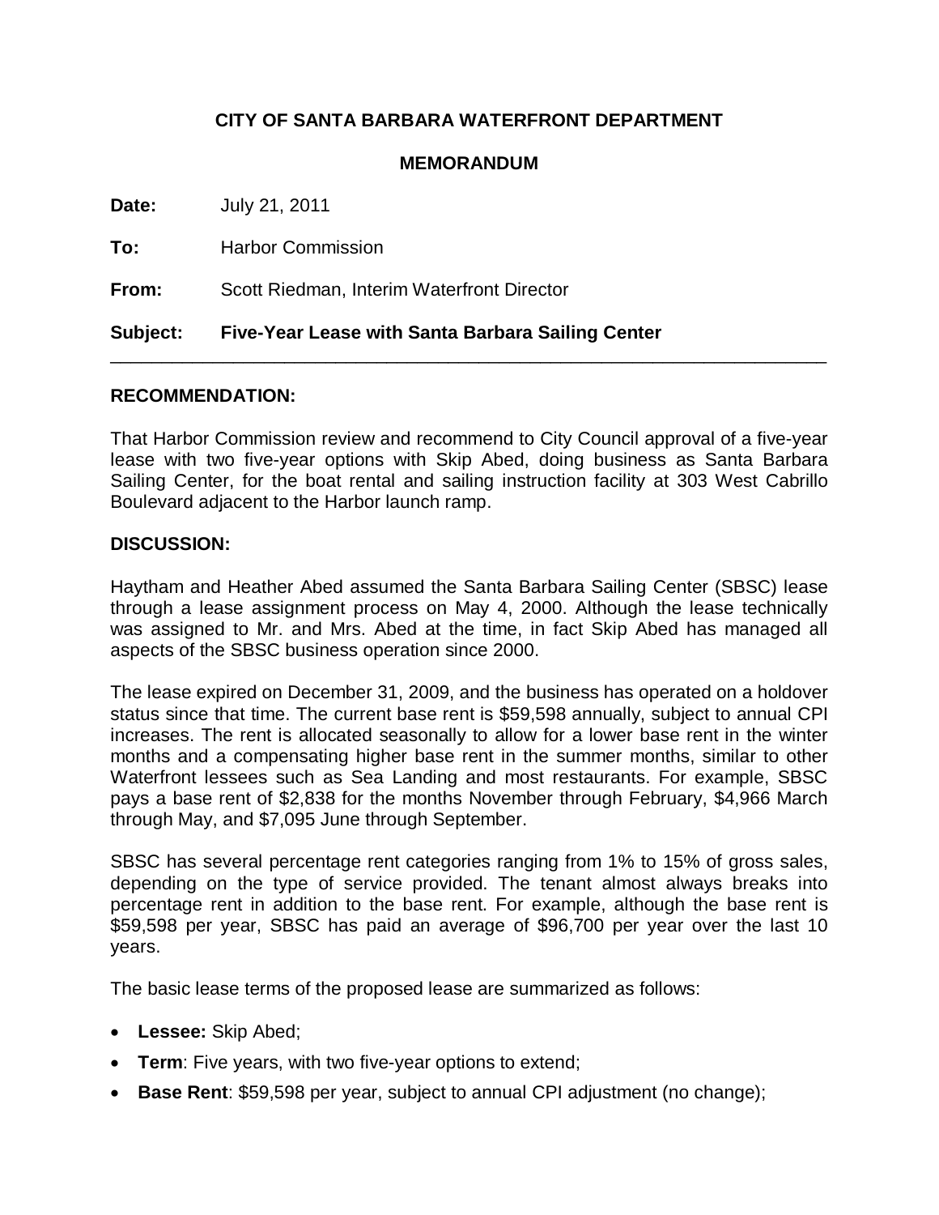**CITY OF SANTA BARBARA WATERFRONT DEPARTMENT**

**MEMORANDUM**

**Date:** July 21, 2011

**To:** Harbor Commission

**From:** Scott Riedman, Interim Waterfront Director

**Subject: Five-Year Lease with Santa Barbara Sailing Center**

---

## RECOMMENDATION:

That Harbor Commission review and recommend to City Council approval of a five-year lease with two five-year options with Skip Abed, doing business as Santa Barbara Sailing Center, for the boat rental and sailing instruction facility at 303 West Cabrillo Boulevard adjacent to the Harbor launch ramp.

## DISCUSSION:

Haytham and Heather Abed assumed the Santa Barbara Sailing Center (SBSC) lease through a lease assignment process on May 4, 2000. Although the lease technically was assigned to Mr. and Mrs. Abed at the time, in fact Skip Abed has managed all aspects of the SBSC business operation since 2000.

The lease expired on December 31, 2009, and the business has operated on a holdover status since that time. The current base rent is $59,598 annually, subject to annual CPI increases. The rent is allocated seasonally to allow for a lower base rent in the winter months and a compensating higher base rent in the summer months, similar to other Waterfront lessees such as Sea Landing and most restaurants. For example, SBSC pays a base rent of $2,838 for the months November through February, $4,966 March through May, and $7,095 June through September.

SBSC has several percentage rent categories ranging from 1% to 15% of gross sales, depending on the type of service provided. The tenant almost always breaks into percentage rent in addition to the base rent. For example, although the base rent is $59,598 per year, SBSC has paid an average of $96,700 per year over the last 10 years.

The basic lease terms of the proposed lease are summarized as follows:

- **Lessee:** Skip Abed;
- **Term**: Five years, with two five-year options to extend;
- **Base Rent**: $59,598 per year, subject to annual CPI adjustment (no change);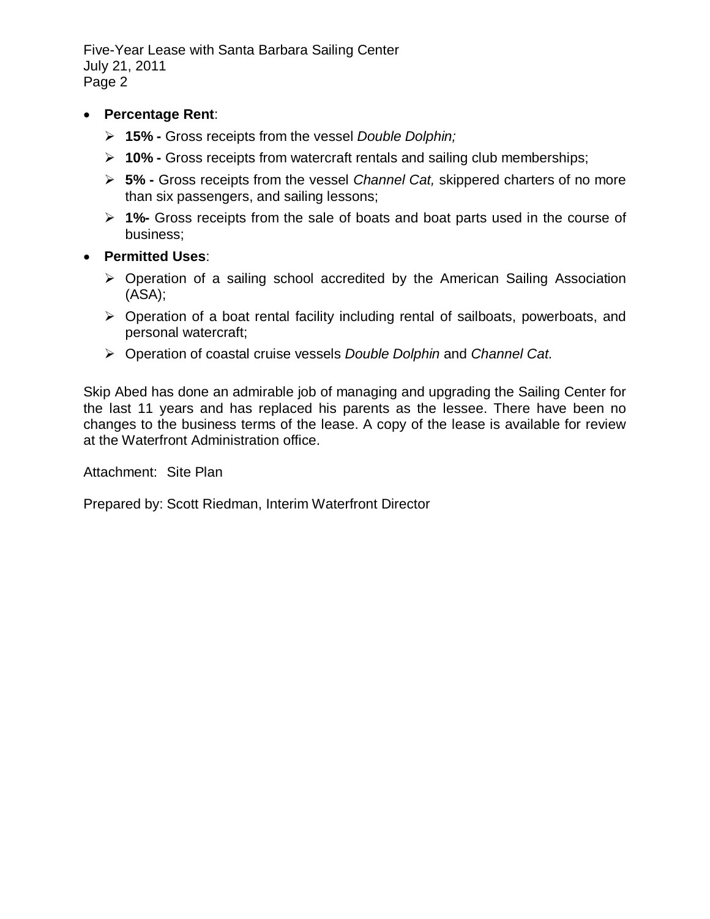- **Percentage Rent**:
  - **15% -** Gross receipts from the vessel *Double Dolphin;*
  - **10% -** Gross receipts from watercraft rentals and sailing club memberships;
  - **5% -** Gross receipts from the vessel *Channel Cat,* skippered charters of no more than six passengers, and sailing lessons;
  - **1%-** Gross receipts from the sale of boats and boat parts used in the course of business;
- **Permitted Uses**:
  - Operation of a sailing school accredited by the American Sailing Association (ASA);
  - Operation of a boat rental facility including rental of sailboats, powerboats, and personal watercraft;
  - Operation of coastal cruise vessels *Double Dolphin* and *Channel Cat*.

Skip Abed has done an admirable job of managing and upgrading the Sailing Center for the last 11 years and has replaced his parents as the lessee. There have been no changes to the business terms of the lease. A copy of the lease is available for review at the Waterfront Administration office.

Attachment: Site Plan

Prepared by: Scott Riedman, Interim Waterfront Director